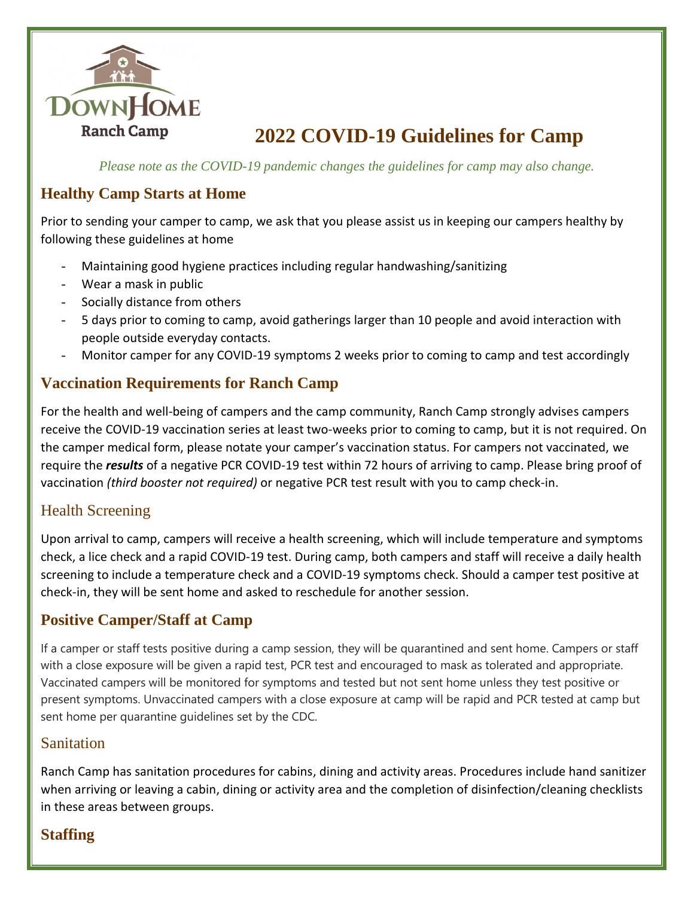DownHome Ranch Camp

# 2022 COVID-19 Guidelines for Camp

*Please note as the COVID-19 pandemic changes the guidelines for camp may also change.*

## Healthy Camp Starts at Home

Prior to sending your camper to camp, we ask that you please assist us in keeping our campers healthy by following these guidelines at home

- Maintaining good hygiene practices including regular handwashing/sanitizing
- Wear a mask in public
- Socially distance from others
- 5 days prior to coming to camp, avoid gatherings larger than 10 people and avoid interaction with people outside everyday contacts.
- Monitor camper for any COVID-19 symptoms 2 weeks prior to coming to camp and test accordingly

## Vaccination Requirements for Ranch Camp

For the health and well-being of campers and the camp community, Ranch Camp strongly advises campers receive the COVID-19 vaccination series at least two-weeks prior to coming to camp, but it is not required. On the camper medical form, please notate your camper's vaccination status. For campers not vaccinated, we require the ***results*** of a negative PCR COVID-19 test within 72 hours of arriving to camp. Please bring proof of vaccination *(third booster not required)* or negative PCR test result with you to camp check-in.

## Health Screening

Upon arrival to camp, campers will receive a health screening, which will include temperature and symptoms check, a lice check and a rapid COVID-19 test. During camp, both campers and staff will receive a daily health screening to include a temperature check and a COVID-19 symptoms check. Should a camper test positive at check-in, they will be sent home and asked to reschedule for another session.

## Positive Camper/Staff at Camp

If a camper or staff tests positive during a camp session, they will be quarantined and sent home. Campers or staff with a close exposure will be given a rapid test, PCR test and encouraged to mask as tolerated and appropriate. Vaccinated campers will be monitored for symptoms and tested but not sent home unless they test positive or present symptoms. Unvaccinated campers with a close exposure at camp will be rapid and PCR tested at camp but sent home per quarantine guidelines set by the CDC.

## Sanitation

Ranch Camp has sanitation procedures for cabins, dining and activity areas. Procedures include hand sanitizer when arriving or leaving a cabin, dining or activity area and the completion of disinfection/cleaning checklists in these areas between groups.

## Staffing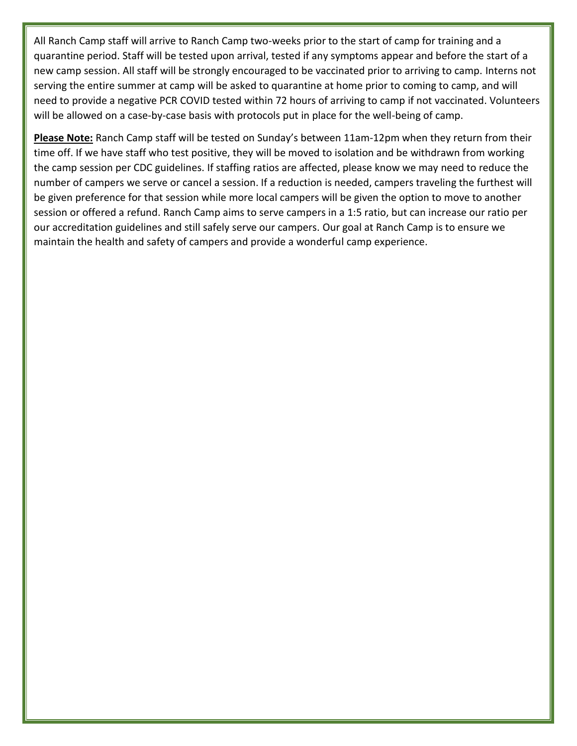All Ranch Camp staff will arrive to Ranch Camp two-weeks prior to the start of camp for training and a quarantine period. Staff will be tested upon arrival, tested if any symptoms appear and before the start of a new camp session. All staff will be strongly encouraged to be vaccinated prior to arriving to camp. Interns not serving the entire summer at camp will be asked to quarantine at home prior to coming to camp, and will need to provide a negative PCR COVID tested within 72 hours of arriving to camp if not vaccinated. Volunteers will be allowed on a case-by-case basis with protocols put in place for the well-being of camp.

<u>**Please Note:**</u> Ranch Camp staff will be tested on Sunday's between 11am-12pm when they return from their time off. If we have staff who test positive, they will be moved to isolation and be withdrawn from working the camp session per CDC guidelines. If staffing ratios are affected, please know we may need to reduce the number of campers we serve or cancel a session. If a reduction is needed, campers traveling the furthest will be given preference for that session while more local campers will be given the option to move to another session or offered a refund. Ranch Camp aims to serve campers in a 1:5 ratio, but can increase our ratio per our accreditation guidelines and still safely serve our campers. Our goal at Ranch Camp is to ensure we maintain the health and safety of campers and provide a wonderful camp experience.